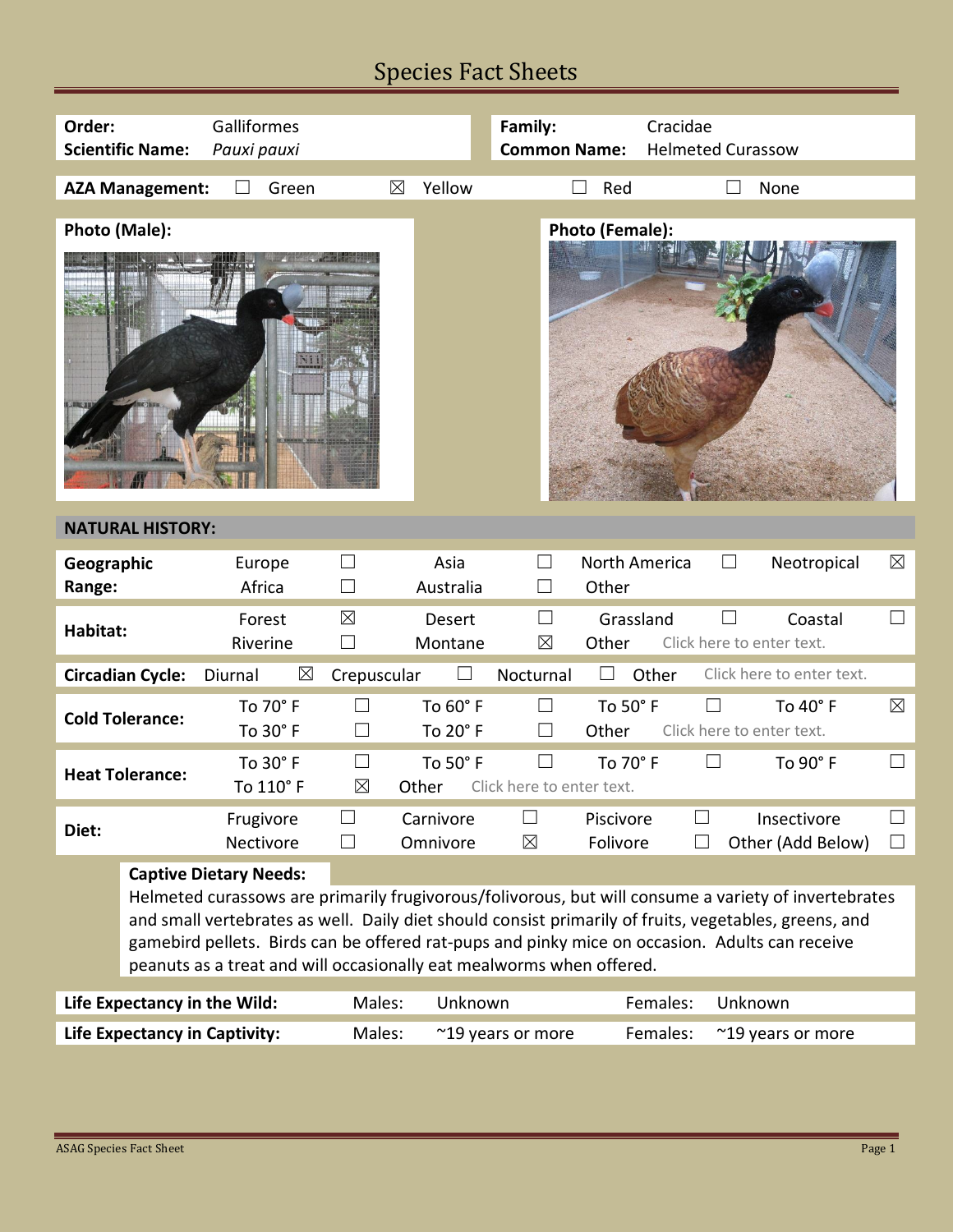# Species Fact Sheets

| | | | |
|---|---|---|---|
| **Order:** | Galliformes | **Family:** | Cracidae |
| **Scientific Name:** | *Pauxi pauxi* | **Common Name:** | Helmeted Curassow |

**AZA Management:** ☐ Green ☒ Yellow ☐ Red ☐ None

**Photo (Male):**

**Photo (Female):**

## NATURAL HISTORY:

| | | | | | | | | |
|---|---|---|---|---|---|---|---|---|
| **Geographic Range:** | Europe | ☐ | Asia | ☐ | North America | ☐ | Neotropical | ☒ |
| | Africa | ☐ | Australia | ☐ | Other | | | |
| **Habitat:** | Forest | ☒ | Desert | ☐ | Grassland | ☐ | Coastal | ☐ |
| | Riverine | ☐ | Montane | ☒ | Other | Click here to enter text. | | |
| **Circadian Cycle:** | Diurnal | ☒ | Crepuscular | ☐ | Nocturnal | ☐ | Other | Click here to enter text. |
| **Cold Tolerance:** | To 70° F | ☐ | To 60° F | ☐ | To 50° F | ☐ | To 40° F | ☒ |
| | To 30° F | ☐ | To 20° F | ☐ | Other | Click here to enter text. | | |
| **Heat Tolerance:** | To 30° F | ☐ | To 50° F | ☐ | To 70° F | ☐ | To 90° F | ☐ |
| | To 110° F | ☒ | Other | Click here to enter text. | | | | |
| **Diet:** | Frugivore | ☐ | Carnivore | ☐ | Piscivore | ☐ | Insectivore | ☐ |
| | Nectivore | ☐ | Omnivore | ☒ | Folivore | ☐ | Other (Add Below) | ☐ |

**Captive Dietary Needs:**

Helmeted curassows are primarily frugivorous/folivorous, but will consume a variety of invertebrates and small vertebrates as well. Daily diet should consist primarily of fruits, vegetables, greens, and gamebird pellets. Birds can be offered rat-pups and pinky mice on occasion. Adults can receive peanuts as a treat and will occasionally eat mealworms when offered.

| | | | | |
|---|---|---|---|---|
| **Life Expectancy in the Wild:** | Males: | Unknown | Females: | Unknown |
| **Life Expectancy in Captivity:** | Males: | ~19 years or more | Females: | ~19 years or more |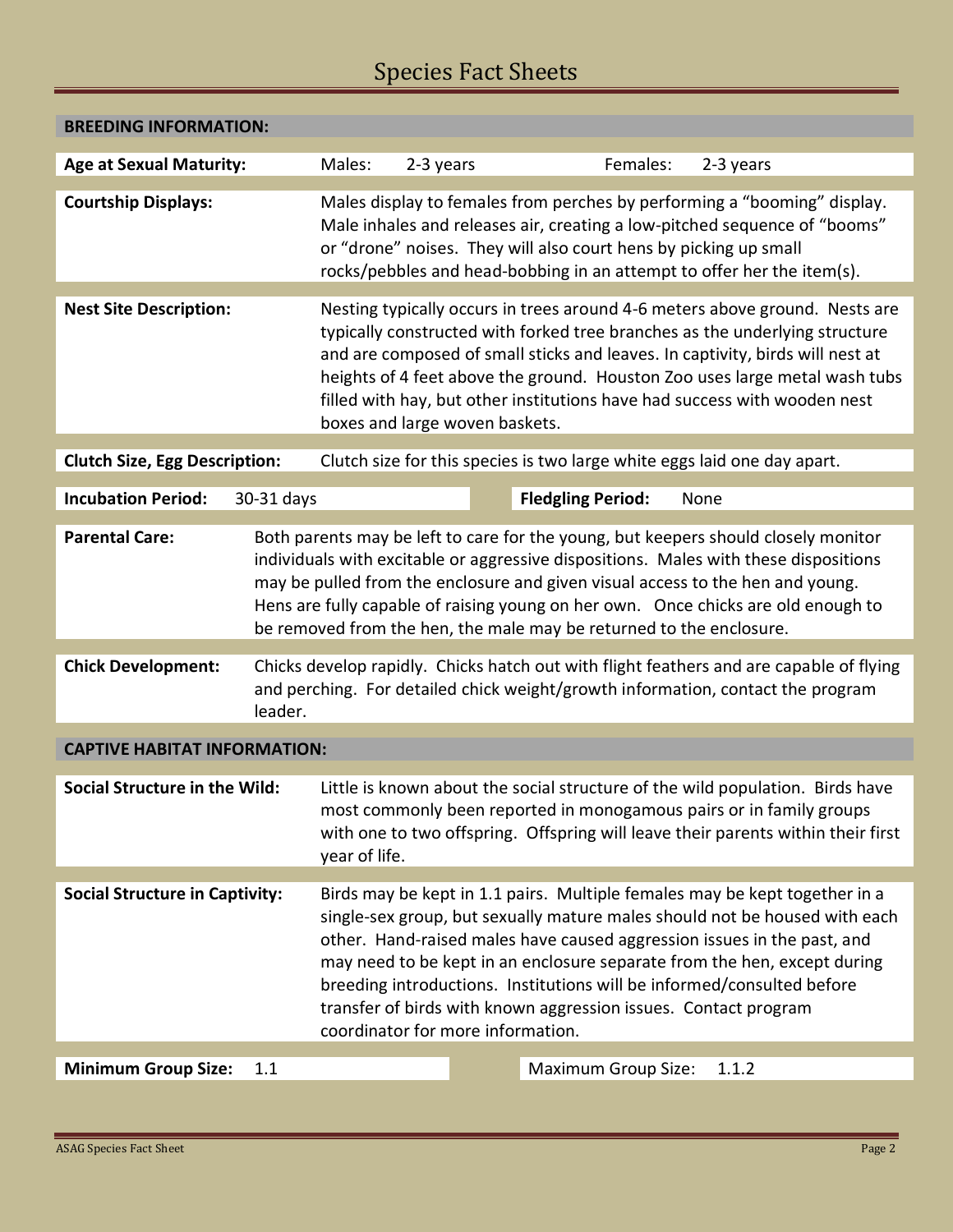# Species Fact Sheets

## BREEDING INFORMATION:

| **Age at Sexual Maturity:** | Males: | 2-3 years | Females: | 2-3 years |
|---|---|---|---|---|

**Courtship Displays:** Males display to females from perches by performing a "booming" display. Male inhales and releases air, creating a low-pitched sequence of "booms" or "drone" noises. They will also court hens by picking up small rocks/pebbles and head-bobbing in an attempt to offer her the item(s).

**Nest Site Description:** Nesting typically occurs in trees around 4-6 meters above ground. Nests are typically constructed with forked tree branches as the underlying structure and are composed of small sticks and leaves. In captivity, birds will nest at heights of 4 feet above the ground. Houston Zoo uses large metal wash tubs filled with hay, but other institutions have had success with wooden nest boxes and large woven baskets.

**Clutch Size, Egg Description:** Clutch size for this species is two large white eggs laid one day apart.

| **Incubation Period:** | 30-31 days | **Fledgling Period:** | None |
|---|---|---|---|

**Parental Care:** Both parents may be left to care for the young, but keepers should closely monitor individuals with excitable or aggressive dispositions. Males with these dispositions may be pulled from the enclosure and given visual access to the hen and young. Hens are fully capable of raising young on her own. Once chicks are old enough to be removed from the hen, the male may be returned to the enclosure.

**Chick Development:** Chicks develop rapidly. Chicks hatch out with flight feathers and are capable of flying and perching. For detailed chick weight/growth information, contact the program leader.

## CAPTIVE HABITAT INFORMATION:

**Social Structure in the Wild:** Little is known about the social structure of the wild population. Birds have most commonly been reported in monogamous pairs or in family groups with one to two offspring. Offspring will leave their parents within their first year of life.

**Social Structure in Captivity:** Birds may be kept in 1.1 pairs. Multiple females may be kept together in a single-sex group, but sexually mature males should not be housed with each other. Hand-raised males have caused aggression issues in the past, and may need to be kept in an enclosure separate from the hen, except during breeding introductions. Institutions will be informed/consulted before transfer of birds with known aggression issues. Contact program coordinator for more information.

| **Minimum Group Size:** | 1.1 | Maximum Group Size: | 1.1.2 |
|---|---|---|---|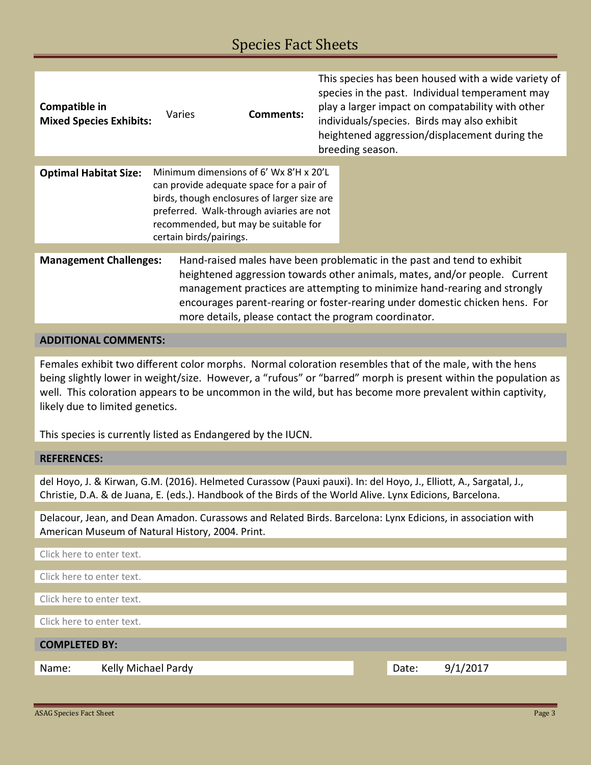# Species Fact Sheets

| | | | |
|---|---|---|---|
| **Compatible in Mixed Species Exhibits:** | Varies | **Comments:** | This species has been housed with a wide variety of species in the past. Individual temperament may play a larger impact on compatability with other individuals/species. Birds may also exhibit heightened aggression/displacement during the breeding season. |

| | |
|---|---|
| **Optimal Habitat Size:** | Minimum dimensions of 6' Wx 8'H x 20'L can provide adequate space for a pair of birds, though enclosures of larger size are preferred. Walk-through aviaries are not recommended, but may be suitable for certain birds/pairings. |

| | |
|---|---|
| **Management Challenges:** | Hand-raised males have been problematic in the past and tend to exhibit heightened aggression towards other animals, mates, and/or people. Current management practices are attempting to minimize hand-rearing and strongly encourages parent-rearing or foster-rearing under domestic chicken hens. For more details, please contact the program coordinator. |

**ADDITIONAL COMMENTS:**

Females exhibit two different color morphs. Normal coloration resembles that of the male, with the hens being slightly lower in weight/size. However, a "rufous" or "barred" morph is present within the population as well. This coloration appears to be uncommon in the wild, but has become more prevalent within captivity, likely due to limited genetics.

This species is currently listed as Endangered by the IUCN.

**REFERENCES:**

del Hoyo, J. & Kirwan, G.M. (2016). Helmeted Curassow (Pauxi pauxi). In: del Hoyo, J., Elliott, A., Sargatal, J., Christie, D.A. & de Juana, E. (eds.). Handbook of the Birds of the World Alive. Lynx Edicions, Barcelona.

Delacour, Jean, and Dean Amadon. Curassows and Related Birds. Barcelona: Lynx Edicions, in association with American Museum of Natural History, 2004. Print.

Click here to enter text.

Click here to enter text.

Click here to enter text.

Click here to enter text.

**COMPLETED BY:**

| | | | |
|---|---|---|---|
| Name: | Kelly Michael Pardy | Date: | 9/1/2017 |